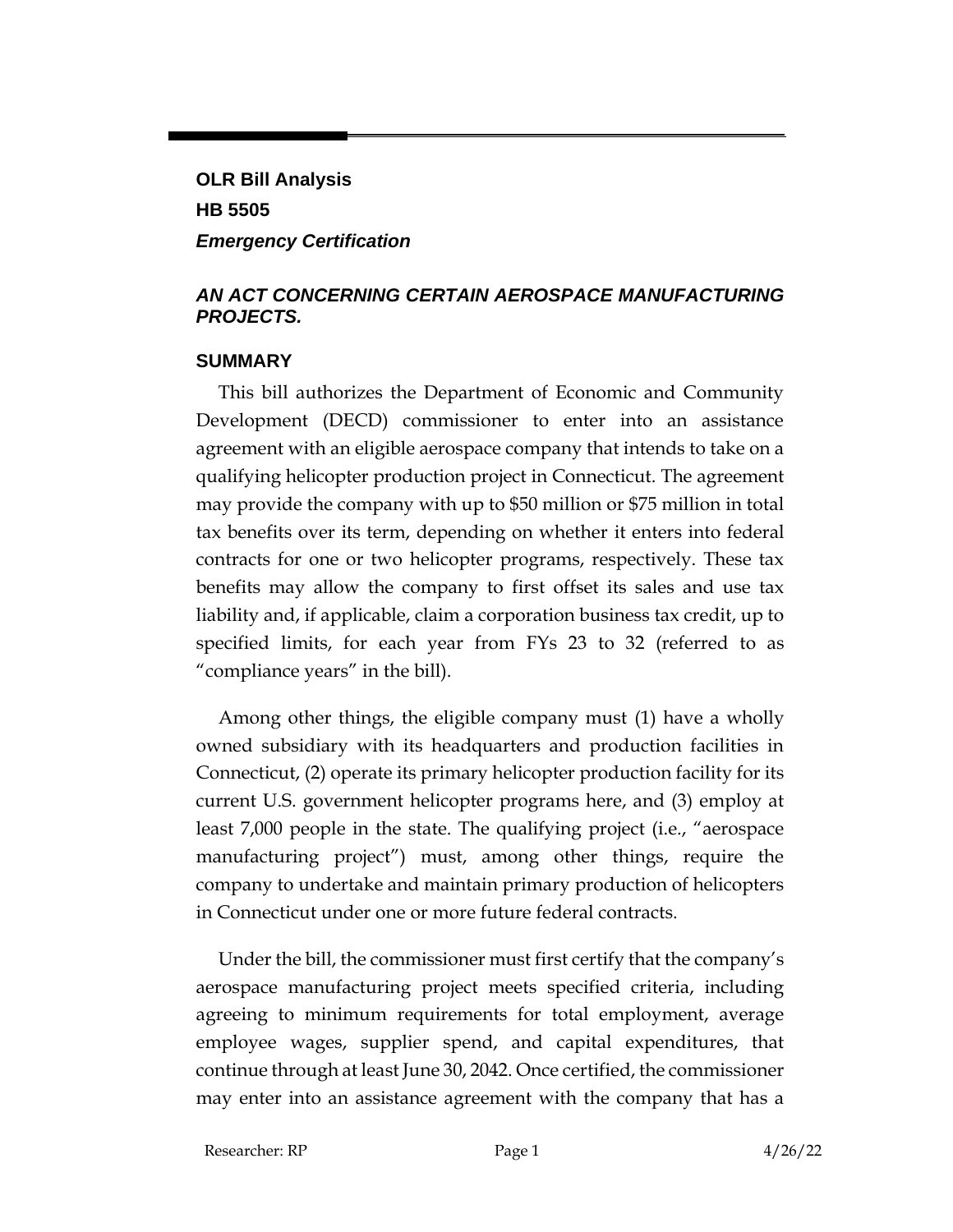**OLR Bill Analysis**

**HB 5505**

***Emergency Certification***

## *AN ACT CONCERNING CERTAIN AEROSPACE MANUFACTURING PROJECTS.*

### SUMMARY

This bill authorizes the Department of Economic and Community Development (DECD) commissioner to enter into an assistance agreement with an eligible aerospace company that intends to take on a qualifying helicopter production project in Connecticut. The agreement may provide the company with up to $50 million or $75 million in total tax benefits over its term, depending on whether it enters into federal contracts for one or two helicopter programs, respectively. These tax benefits may allow the company to first offset its sales and use tax liability and, if applicable, claim a corporation business tax credit, up to specified limits, for each year from FYs 23 to 32 (referred to as "compliance years" in the bill).

Among other things, the eligible company must (1) have a wholly owned subsidiary with its headquarters and production facilities in Connecticut, (2) operate its primary helicopter production facility for its current U.S. government helicopter programs here, and (3) employ at least 7,000 people in the state. The qualifying project (i.e., "aerospace manufacturing project") must, among other things, require the company to undertake and maintain primary production of helicopters in Connecticut under one or more future federal contracts.

Under the bill, the commissioner must first certify that the company's aerospace manufacturing project meets specified criteria, including agreeing to minimum requirements for total employment, average employee wages, supplier spend, and capital expenditures, that continue through at least June 30, 2042. Once certified, the commissioner may enter into an assistance agreement with the company that has a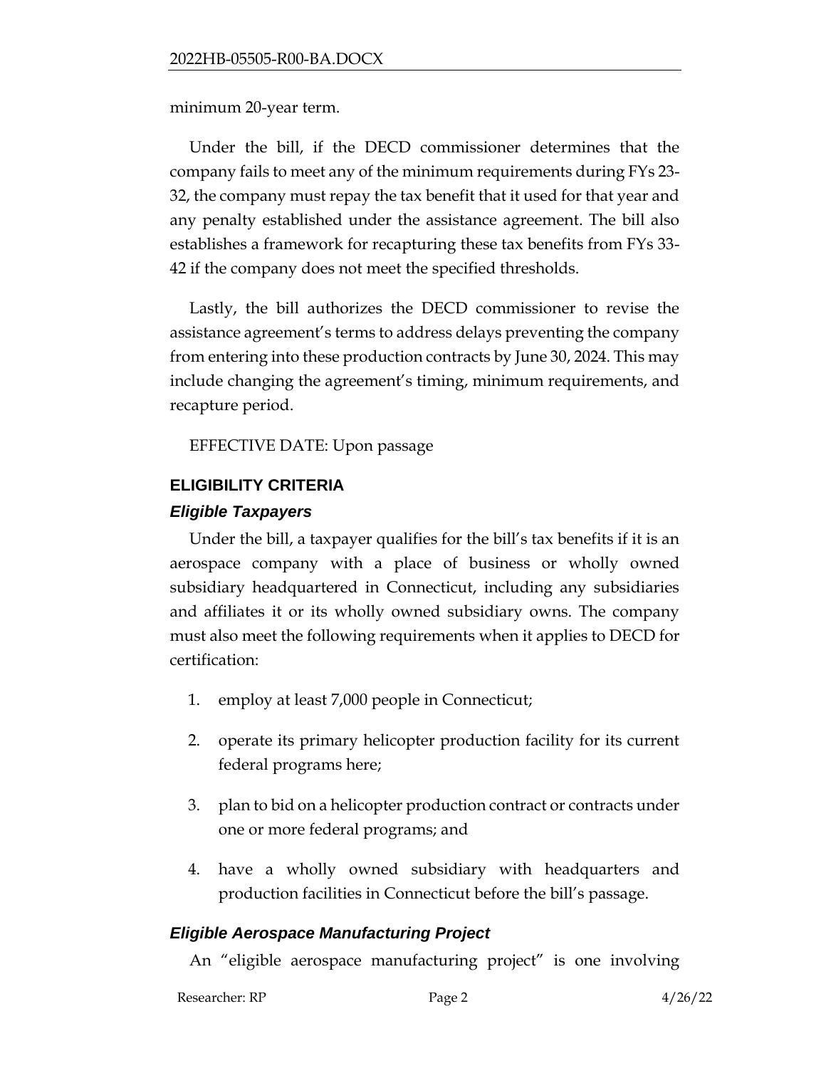minimum 20-year term.

Under the bill, if the DECD commissioner determines that the company fails to meet any of the minimum requirements during FYs 23-32, the company must repay the tax benefit that it used for that year and any penalty established under the assistance agreement. The bill also establishes a framework for recapturing these tax benefits from FYs 33-42 if the company does not meet the specified thresholds.

Lastly, the bill authorizes the DECD commissioner to revise the assistance agreement's terms to address delays preventing the company from entering into these production contracts by June 30, 2024. This may include changing the agreement's timing, minimum requirements, and recapture period.

EFFECTIVE DATE: Upon passage

## ELIGIBILITY CRITERIA

### *Eligible Taxpayers*

Under the bill, a taxpayer qualifies for the bill's tax benefits if it is an aerospace company with a place of business or wholly owned subsidiary headquartered in Connecticut, including any subsidiaries and affiliates it or its wholly owned subsidiary owns. The company must also meet the following requirements when it applies to DECD for certification:

1. employ at least 7,000 people in Connecticut;
2. operate its primary helicopter production facility for its current federal programs here;
3. plan to bid on a helicopter production contract or contracts under one or more federal programs; and
4. have a wholly owned subsidiary with headquarters and production facilities in Connecticut before the bill's passage.

### *Eligible Aerospace Manufacturing Project*

An "eligible aerospace manufacturing project" is one involving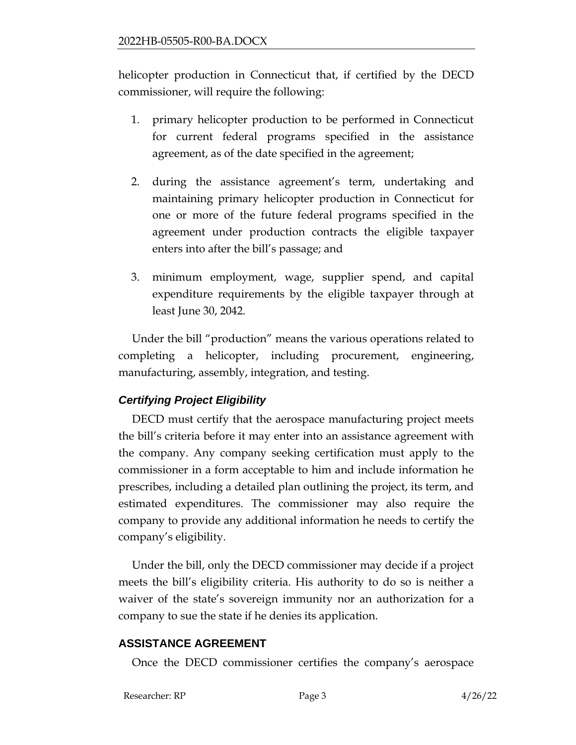helicopter production in Connecticut that, if certified by the DECD commissioner, will require the following:

1. primary helicopter production to be performed in Connecticut for current federal programs specified in the assistance agreement, as of the date specified in the agreement;
2. during the assistance agreement's term, undertaking and maintaining primary helicopter production in Connecticut for one or more of the future federal programs specified in the agreement under production contracts the eligible taxpayer enters into after the bill's passage; and
3. minimum employment, wage, supplier spend, and capital expenditure requirements by the eligible taxpayer through at least June 30, 2042.

Under the bill "production" means the various operations related to completing a helicopter, including procurement, engineering, manufacturing, assembly, integration, and testing.

### *Certifying Project Eligibility*

DECD must certify that the aerospace manufacturing project meets the bill's criteria before it may enter into an assistance agreement with the company. Any company seeking certification must apply to the commissioner in a form acceptable to him and include information he prescribes, including a detailed plan outlining the project, its term, and estimated expenditures. The commissioner may also require the company to provide any additional information he needs to certify the company's eligibility.

Under the bill, only the DECD commissioner may decide if a project meets the bill's eligibility criteria. His authority to do so is neither a waiver of the state's sovereign immunity nor an authorization for a company to sue the state if he denies its application.

## ASSISTANCE AGREEMENT

Once the DECD commissioner certifies the company's aerospace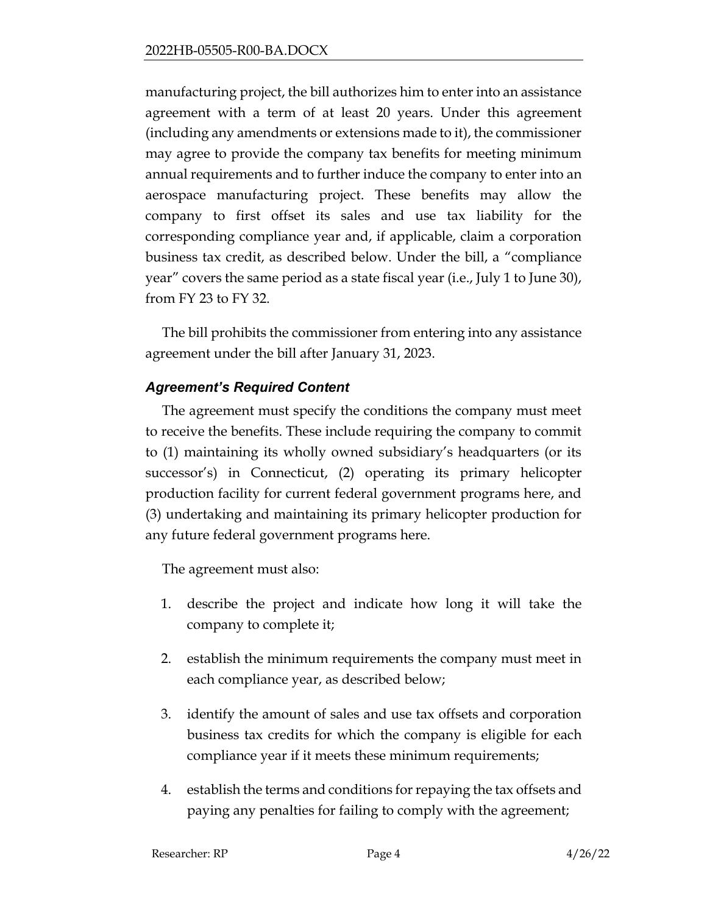manufacturing project, the bill authorizes him to enter into an assistance agreement with a term of at least 20 years. Under this agreement (including any amendments or extensions made to it), the commissioner may agree to provide the company tax benefits for meeting minimum annual requirements and to further induce the company to enter into an aerospace manufacturing project. These benefits may allow the company to first offset its sales and use tax liability for the corresponding compliance year and, if applicable, claim a corporation business tax credit, as described below. Under the bill, a "compliance year" covers the same period as a state fiscal year (i.e., July 1 to June 30), from FY 23 to FY 32.

The bill prohibits the commissioner from entering into any assistance agreement under the bill after January 31, 2023.

### *Agreement's Required Content*

The agreement must specify the conditions the company must meet to receive the benefits. These include requiring the company to commit to (1) maintaining its wholly owned subsidiary's headquarters (or its successor's) in Connecticut, (2) operating its primary helicopter production facility for current federal government programs here, and (3) undertaking and maintaining its primary helicopter production for any future federal government programs here.

The agreement must also:

1. describe the project and indicate how long it will take the company to complete it;
2. establish the minimum requirements the company must meet in each compliance year, as described below;
3. identify the amount of sales and use tax offsets and corporation business tax credits for which the company is eligible for each compliance year if it meets these minimum requirements;
4. establish the terms and conditions for repaying the tax offsets and paying any penalties for failing to comply with the agreement;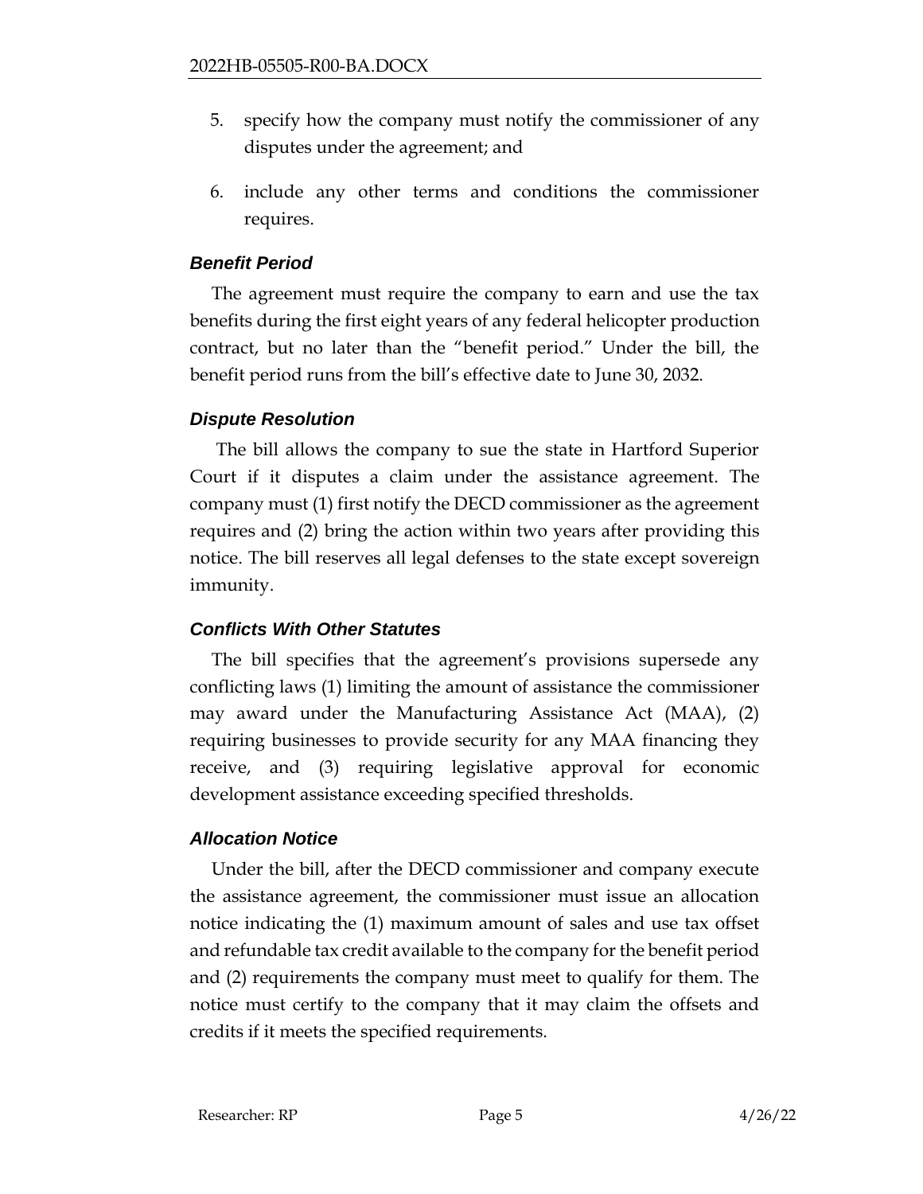5. specify how the company must notify the commissioner of any disputes under the agreement; and

6. include any other terms and conditions the commissioner requires.

### *Benefit Period*

The agreement must require the company to earn and use the tax benefits during the first eight years of any federal helicopter production contract, but no later than the "benefit period." Under the bill, the benefit period runs from the bill's effective date to June 30, 2032.

### *Dispute Resolution*

The bill allows the company to sue the state in Hartford Superior Court if it disputes a claim under the assistance agreement. The company must (1) first notify the DECD commissioner as the agreement requires and (2) bring the action within two years after providing this notice. The bill reserves all legal defenses to the state except sovereign immunity.

### *Conflicts With Other Statutes*

The bill specifies that the agreement's provisions supersede any conflicting laws (1) limiting the amount of assistance the commissioner may award under the Manufacturing Assistance Act (MAA), (2) requiring businesses to provide security for any MAA financing they receive, and (3) requiring legislative approval for economic development assistance exceeding specified thresholds.

### *Allocation Notice*

Under the bill, after the DECD commissioner and company execute the assistance agreement, the commissioner must issue an allocation notice indicating the (1) maximum amount of sales and use tax offset and refundable tax credit available to the company for the benefit period and (2) requirements the company must meet to qualify for them. The notice must certify to the company that it may claim the offsets and credits if it meets the specified requirements.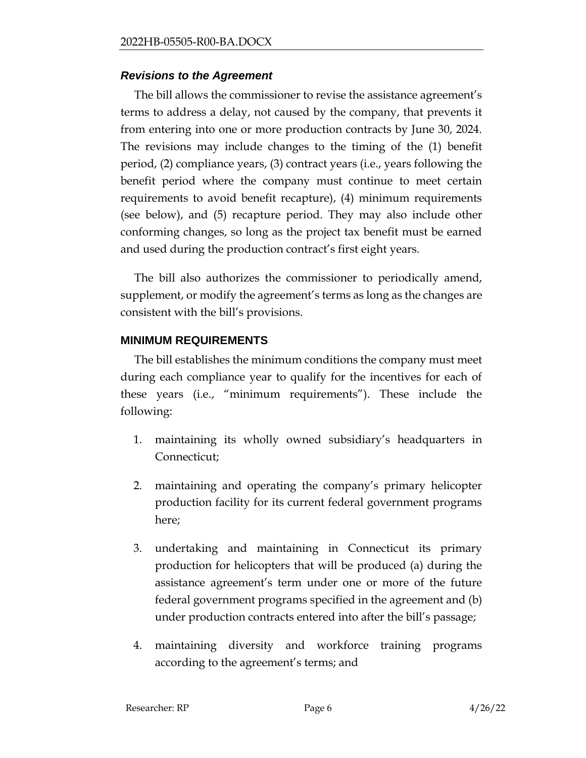### *Revisions to the Agreement*

The bill allows the commissioner to revise the assistance agreement's terms to address a delay, not caused by the company, that prevents it from entering into one or more production contracts by June 30, 2024. The revisions may include changes to the timing of the (1) benefit period, (2) compliance years, (3) contract years (i.e., years following the benefit period where the company must continue to meet certain requirements to avoid benefit recapture), (4) minimum requirements (see below), and (5) recapture period. They may also include other conforming changes, so long as the project tax benefit must be earned and used during the production contract's first eight years.

The bill also authorizes the commissioner to periodically amend, supplement, or modify the agreement's terms as long as the changes are consistent with the bill's provisions.

## MINIMUM REQUIREMENTS

The bill establishes the minimum conditions the company must meet during each compliance year to qualify for the incentives for each of these years (i.e., "minimum requirements"). These include the following:

1. maintaining its wholly owned subsidiary's headquarters in Connecticut;
2. maintaining and operating the company's primary helicopter production facility for its current federal government programs here;
3. undertaking and maintaining in Connecticut its primary production for helicopters that will be produced (a) during the assistance agreement's term under one or more of the future federal government programs specified in the agreement and (b) under production contracts entered into after the bill's passage;
4. maintaining diversity and workforce training programs according to the agreement's terms; and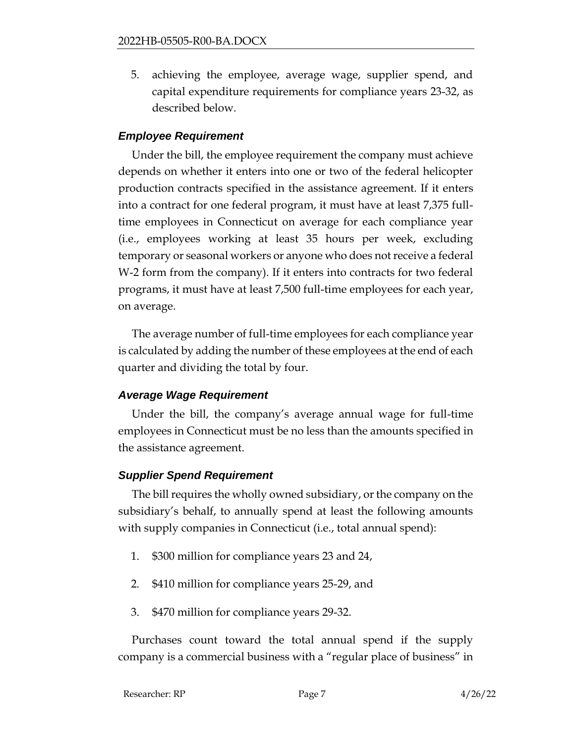5. achieving the employee, average wage, supplier spend, and capital expenditure requirements for compliance years 23-32, as described below.

### *Employee Requirement*

Under the bill, the employee requirement the company must achieve depends on whether it enters into one or two of the federal helicopter production contracts specified in the assistance agreement. If it enters into a contract for one federal program, it must have at least 7,375 full-time employees in Connecticut on average for each compliance year (i.e., employees working at least 35 hours per week, excluding temporary or seasonal workers or anyone who does not receive a federal W-2 form from the company). If it enters into contracts for two federal programs, it must have at least 7,500 full-time employees for each year, on average.

The average number of full-time employees for each compliance year is calculated by adding the number of these employees at the end of each quarter and dividing the total by four.

### *Average Wage Requirement*

Under the bill, the company's average annual wage for full-time employees in Connecticut must be no less than the amounts specified in the assistance agreement.

### *Supplier Spend Requirement*

The bill requires the wholly owned subsidiary, or the company on the subsidiary's behalf, to annually spend at least the following amounts with supply companies in Connecticut (i.e., total annual spend):

1. $300 million for compliance years 23 and 24,
2. $410 million for compliance years 25-29, and
3. $470 million for compliance years 29-32.

Purchases count toward the total annual spend if the supply company is a commercial business with a "regular place of business" in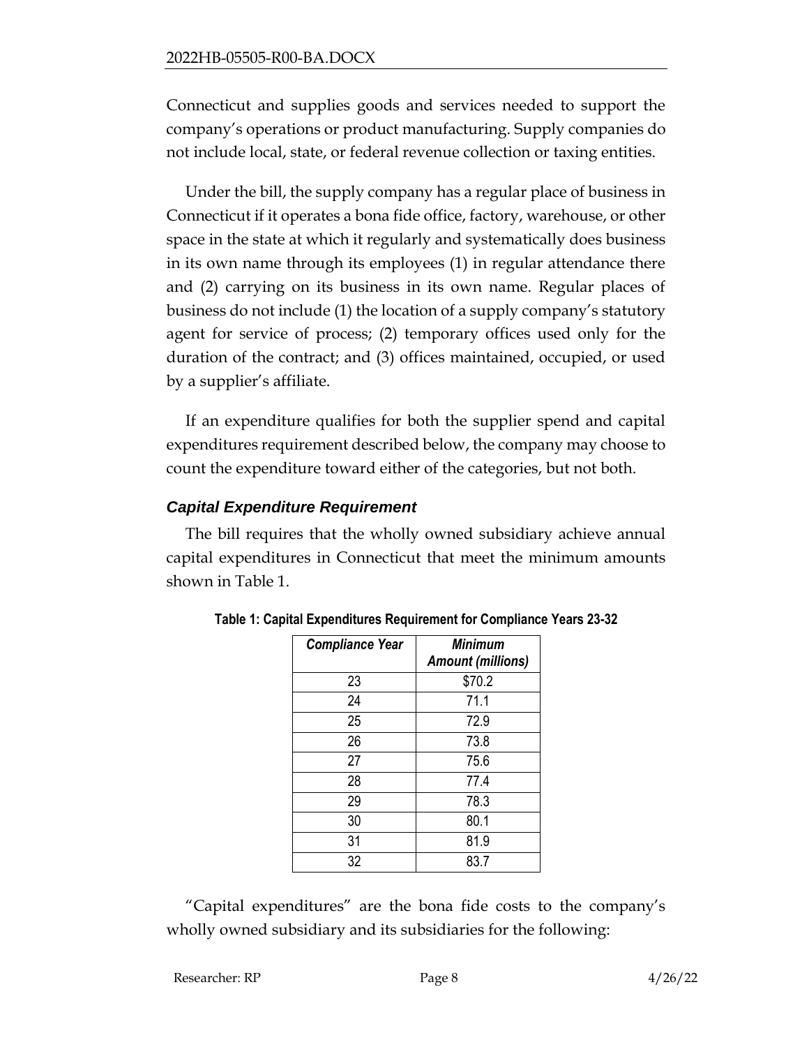Connecticut and supplies goods and services needed to support the company's operations or product manufacturing. Supply companies do not include local, state, or federal revenue collection or taxing entities.

Under the bill, the supply company has a regular place of business in Connecticut if it operates a bona fide office, factory, warehouse, or other space in the state at which it regularly and systematically does business in its own name through its employees (1) in regular attendance there and (2) carrying on its business in its own name. Regular places of business do not include (1) the location of a supply company's statutory agent for service of process; (2) temporary offices used only for the duration of the contract; and (3) offices maintained, occupied, or used by a supplier's affiliate.

If an expenditure qualifies for both the supplier spend and capital expenditures requirement described below, the company may choose to count the expenditure toward either of the categories, but not both.

### *Capital Expenditure Requirement*

The bill requires that the wholly owned subsidiary achieve annual capital expenditures in Connecticut that meet the minimum amounts shown in Table 1.

**Table 1: Capital Expenditures Requirement for Compliance Years 23-32**

| *Compliance Year* | *Minimum Amount (millions)* |
|---|---|
| 23 | $70.2 |
| 24 | 71.1 |
| 25 | 72.9 |
| 26 | 73.8 |
| 27 | 75.6 |
| 28 | 77.4 |
| 29 | 78.3 |
| 30 | 80.1 |
| 31 | 81.9 |
| 32 | 83.7 |

"Capital expenditures" are the bona fide costs to the company's wholly owned subsidiary and its subsidiaries for the following: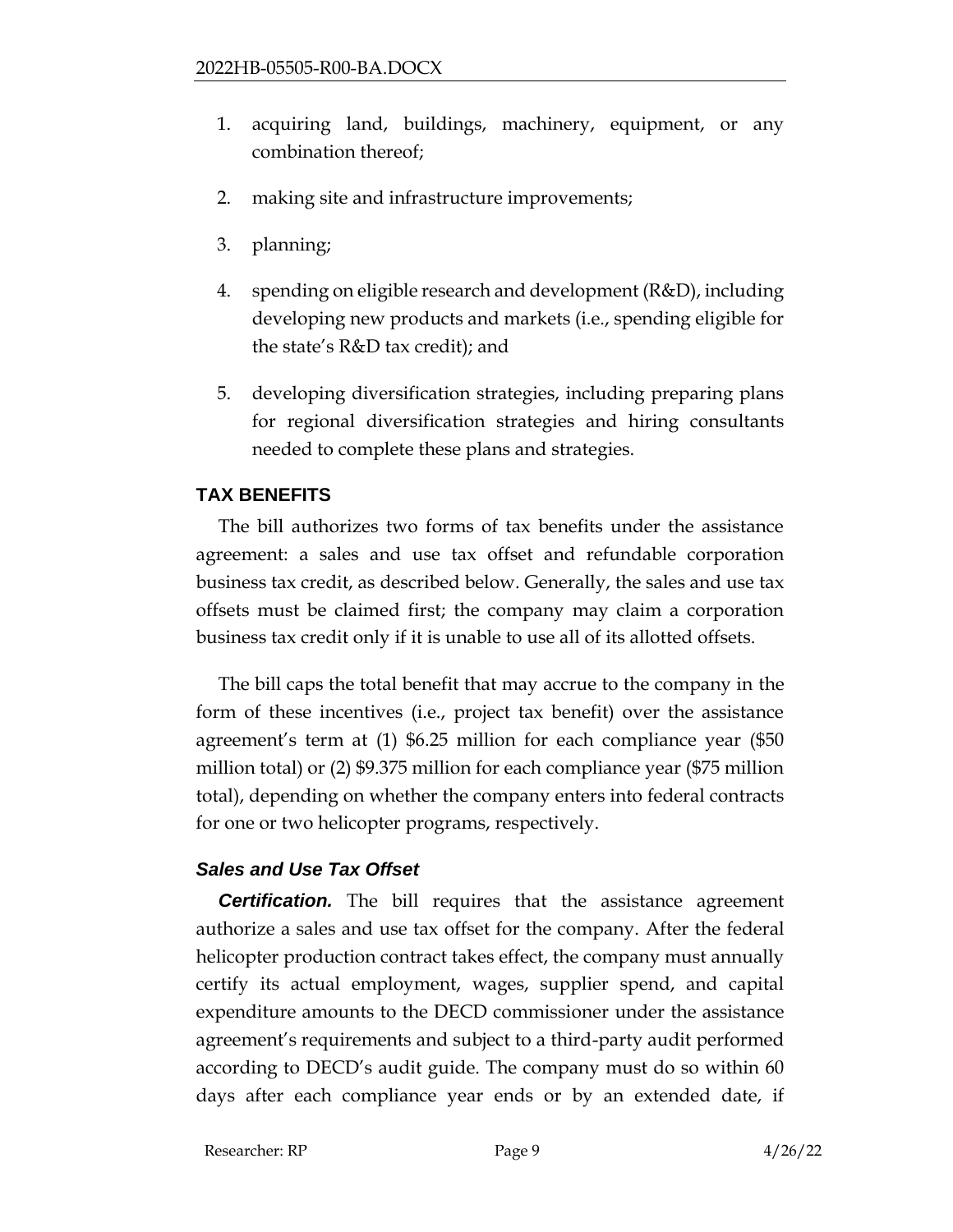1. acquiring land, buildings, machinery, equipment, or any combination thereof;

2. making site and infrastructure improvements;

3. planning;

4. spending on eligible research and development (R&D), including developing new products and markets (i.e., spending eligible for the state's R&D tax credit); and

5. developing diversification strategies, including preparing plans for regional diversification strategies and hiring consultants needed to complete these plans and strategies.

## TAX BENEFITS

The bill authorizes two forms of tax benefits under the assistance agreement: a sales and use tax offset and refundable corporation business tax credit, as described below. Generally, the sales and use tax offsets must be claimed first; the company may claim a corporation business tax credit only if it is unable to use all of its allotted offsets.

The bill caps the total benefit that may accrue to the company in the form of these incentives (i.e., project tax benefit) over the assistance agreement's term at (1) \$6.25 million for each compliance year (\$50 million total) or (2) \$9.375 million for each compliance year (\$75 million total), depending on whether the company enters into federal contracts for one or two helicopter programs, respectively.

### *Sales and Use Tax Offset*

***Certification.*** The bill requires that the assistance agreement authorize a sales and use tax offset for the company. After the federal helicopter production contract takes effect, the company must annually certify its actual employment, wages, supplier spend, and capital expenditure amounts to the DECD commissioner under the assistance agreement's requirements and subject to a third-party audit performed according to DECD's audit guide. The company must do so within 60 days after each compliance year ends or by an extended date, if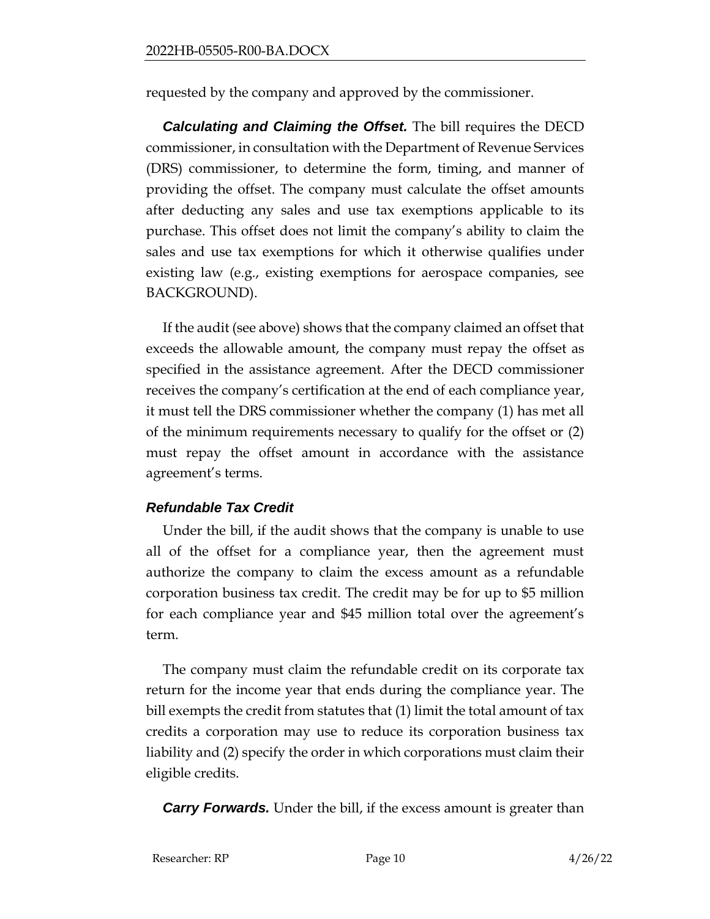requested by the company and approved by the commissioner.

***Calculating and Claiming the Offset.*** The bill requires the DECD commissioner, in consultation with the Department of Revenue Services (DRS) commissioner, to determine the form, timing, and manner of providing the offset. The company must calculate the offset amounts after deducting any sales and use tax exemptions applicable to its purchase. This offset does not limit the company's ability to claim the sales and use tax exemptions for which it otherwise qualifies under existing law (e.g., existing exemptions for aerospace companies, see BACKGROUND).

If the audit (see above) shows that the company claimed an offset that exceeds the allowable amount, the company must repay the offset as specified in the assistance agreement. After the DECD commissioner receives the company's certification at the end of each compliance year, it must tell the DRS commissioner whether the company (1) has met all of the minimum requirements necessary to qualify for the offset or (2) must repay the offset amount in accordance with the assistance agreement's terms.

### *Refundable Tax Credit*

Under the bill, if the audit shows that the company is unable to use all of the offset for a compliance year, then the agreement must authorize the company to claim the excess amount as a refundable corporation business tax credit. The credit may be for up to $5 million for each compliance year and $45 million total over the agreement's term.

The company must claim the refundable credit on its corporate tax return for the income year that ends during the compliance year. The bill exempts the credit from statutes that (1) limit the total amount of tax credits a corporation may use to reduce its corporation business tax liability and (2) specify the order in which corporations must claim their eligible credits.

***Carry Forwards.*** Under the bill, if the excess amount is greater than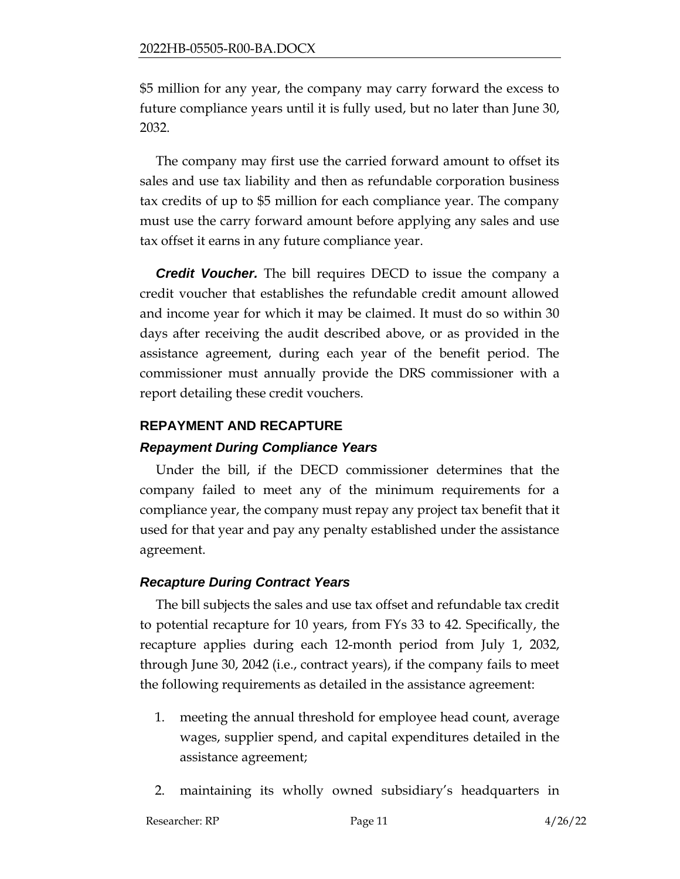$5 million for any year, the company may carry forward the excess to future compliance years until it is fully used, but no later than June 30, 2032.

The company may first use the carried forward amount to offset its sales and use tax liability and then as refundable corporation business tax credits of up to $5 million for each compliance year. The company must use the carry forward amount before applying any sales and use tax offset it earns in any future compliance year.

***Credit Voucher.*** The bill requires DECD to issue the company a credit voucher that establishes the refundable credit amount allowed and income year for which it may be claimed. It must do so within 30 days after receiving the audit described above, or as provided in the assistance agreement, during each year of the benefit period. The commissioner must annually provide the DRS commissioner with a report detailing these credit vouchers.

## REPAYMENT AND RECAPTURE

### *Repayment During Compliance Years*

Under the bill, if the DECD commissioner determines that the company failed to meet any of the minimum requirements for a compliance year, the company must repay any project tax benefit that it used for that year and pay any penalty established under the assistance agreement.

### *Recapture During Contract Years*

The bill subjects the sales and use tax offset and refundable tax credit to potential recapture for 10 years, from FYs 33 to 42. Specifically, the recapture applies during each 12-month period from July 1, 2032, through June 30, 2042 (i.e., contract years), if the company fails to meet the following requirements as detailed in the assistance agreement:

1. meeting the annual threshold for employee head count, average wages, supplier spend, and capital expenditures detailed in the assistance agreement;
2. maintaining its wholly owned subsidiary's headquarters in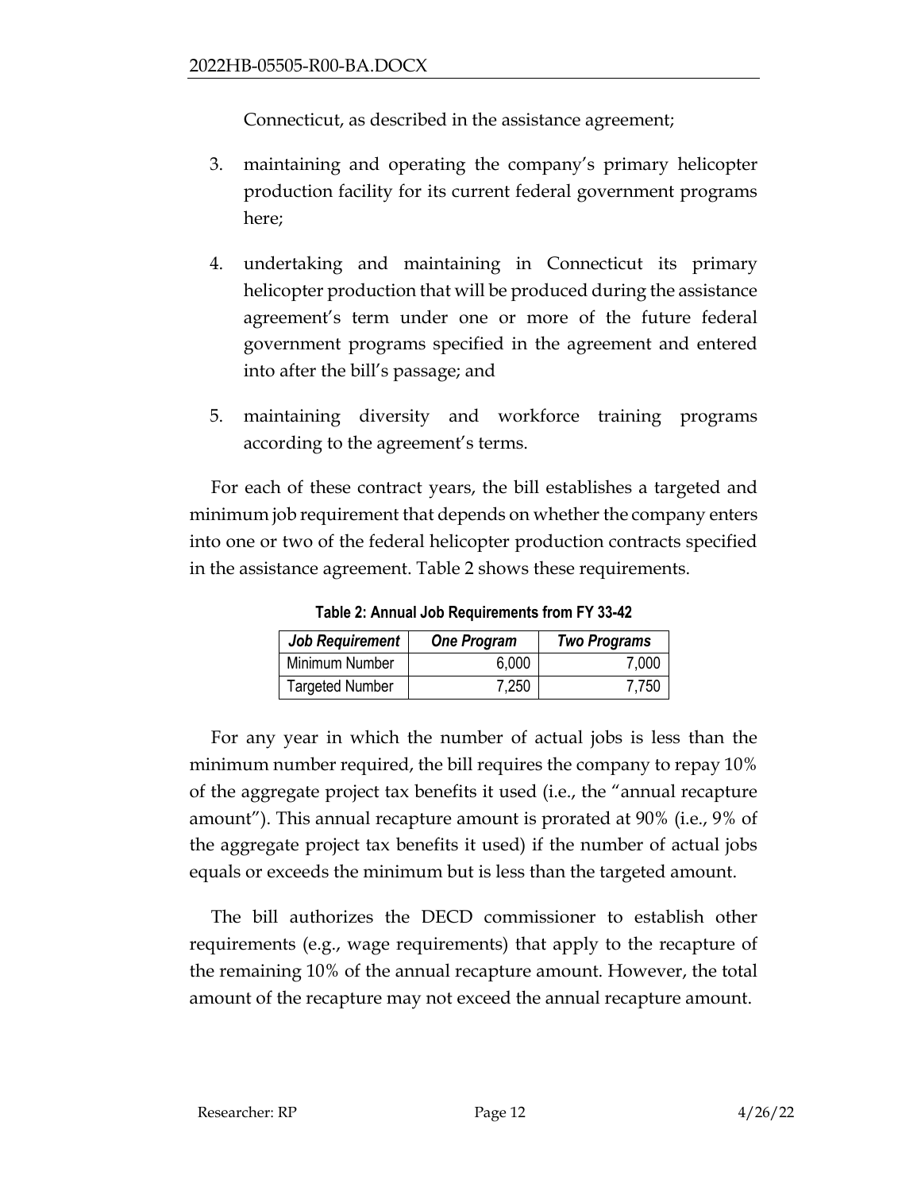Connecticut, as described in the assistance agreement;

3. maintaining and operating the company's primary helicopter production facility for its current federal government programs here;

4. undertaking and maintaining in Connecticut its primary helicopter production that will be produced during the assistance agreement's term under one or more of the future federal government programs specified in the agreement and entered into after the bill's passage; and

5. maintaining diversity and workforce training programs according to the agreement's terms.

For each of these contract years, the bill establishes a targeted and minimum job requirement that depends on whether the company enters into one or two of the federal helicopter production contracts specified in the assistance agreement. Table 2 shows these requirements.

**Table 2: Annual Job Requirements from FY 33-42**

| *Job Requirement* | *One Program* | *Two Programs* |
|---|---|---|
| Minimum Number | 6,000 | 7,000 |
| Targeted Number | 7,250 | 7,750 |

For any year in which the number of actual jobs is less than the minimum number required, the bill requires the company to repay 10% of the aggregate project tax benefits it used (i.e., the "annual recapture amount"). This annual recapture amount is prorated at 90% (i.e., 9% of the aggregate project tax benefits it used) if the number of actual jobs equals or exceeds the minimum but is less than the targeted amount.

The bill authorizes the DECD commissioner to establish other requirements (e.g., wage requirements) that apply to the recapture of the remaining 10% of the annual recapture amount. However, the total amount of the recapture may not exceed the annual recapture amount.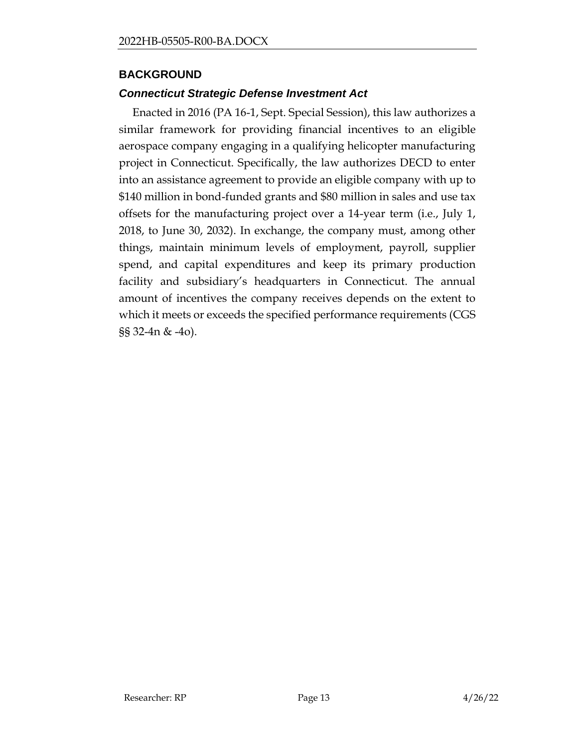## BACKGROUND

### *Connecticut Strategic Defense Investment Act*

Enacted in 2016 (PA 16-1, Sept. Special Session), this law authorizes a similar framework for providing financial incentives to an eligible aerospace company engaging in a qualifying helicopter manufacturing project in Connecticut. Specifically, the law authorizes DECD to enter into an assistance agreement to provide an eligible company with up to $140 million in bond-funded grants and $80 million in sales and use tax offsets for the manufacturing project over a 14-year term (i.e., July 1, 2018, to June 30, 2032). In exchange, the company must, among other things, maintain minimum levels of employment, payroll, supplier spend, and capital expenditures and keep its primary production facility and subsidiary's headquarters in Connecticut. The annual amount of incentives the company receives depends on the extent to which it meets or exceeds the specified performance requirements (CGS §§ 32-4n & -4o).